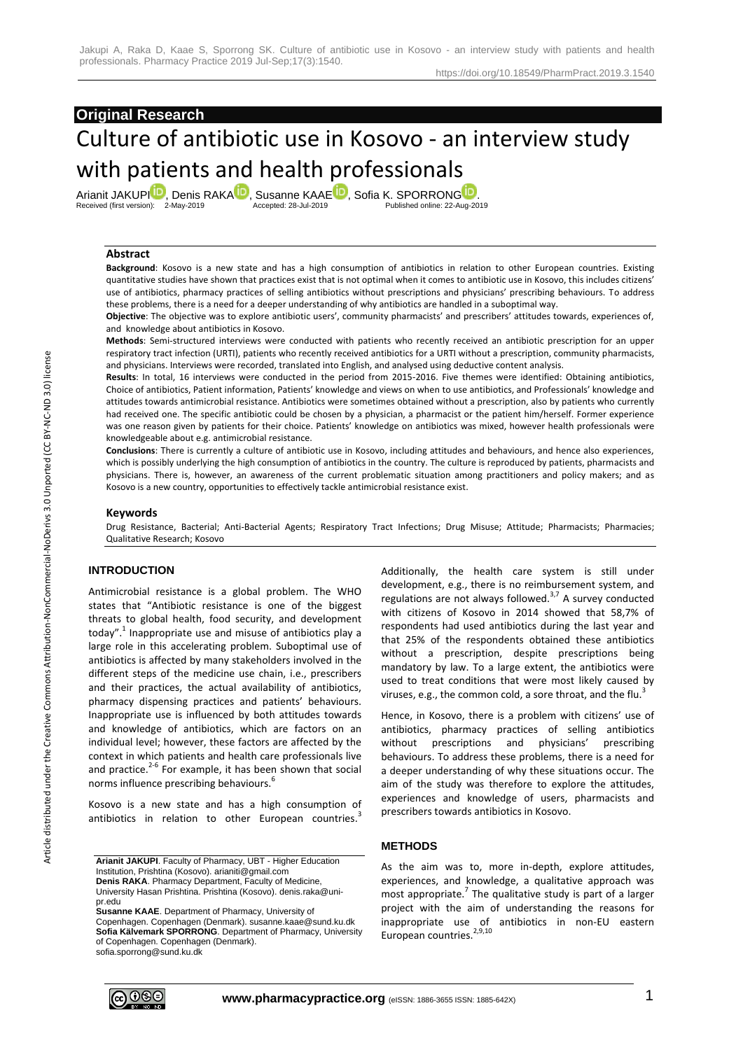## Original Research

# Culture of antibiotic use in Kosovo - an interview study with patients and health professionals

Arianit JAKUPI, Denis RAKA, Susanne KAAE, Sofia K. SPORRONG.

Received (first version): 2-May-2019 Accepted: 28-Jul-2019 Published online: 22-Aug-2019

### Abstract

**Background**: Kosovo is a new state and has a high consumption of antibiotics in relation to other European countries. Existing quantitative studies have shown that practices exist that is not optimal when it comes to antibiotic use in Kosovo, this includes citizens' use of antibiotics, pharmacy practices of selling antibiotics without prescriptions and physicians' prescribing behaviours. To address these problems, there is a need for a deeper understanding of why antibiotics are handled in a suboptimal way.

**Objective**: The objective was to explore antibiotic users', community pharmacists' and prescribers' attitudes towards, experiences of, and knowledge about antibiotics in Kosovo.

**Methods**: Semi-structured interviews were conducted with patients who recently received an antibiotic prescription for an upper respiratory tract infection (URTI), patients who recently received antibiotics for a URTI without a prescription, community pharmacists, and physicians. Interviews were recorded, translated into English, and analysed using deductive content analysis.

**Results**: In total, 16 interviews were conducted in the period from 2015-2016. Five themes were identified: Obtaining antibiotics, Choice of antibiotics, Patient information, Patients' knowledge and views on when to use antibiotics, and Professionals' knowledge and attitudes towards antimicrobial resistance. Antibiotics were sometimes obtained without a prescription, also by patients who currently had received one. The specific antibiotic could be chosen by a physician, a pharmacist or the patient him/herself. Former experience was one reason given by patients for their choice. Patients' knowledge on antibiotics was mixed, however health professionals were knowledgeable about e.g. antimicrobial resistance.

**Conclusions**: There is currently a culture of antibiotic use in Kosovo, including attitudes and behaviours, and hence also experiences, which is possibly underlying the high consumption of antibiotics in the country. The culture is reproduced by patients, pharmacists and physicians. There is, however, an awareness of the current problematic situation among practitioners and policy makers; and as Kosovo is a new country, opportunities to effectively tackle antimicrobial resistance exist.

### Keywords

Drug Resistance, Bacterial; Anti-Bacterial Agents; Respiratory Tract Infections; Drug Misuse; Attitude; Pharmacists; Pharmacies; Qualitative Research; Kosovo

## INTRODUCTION

Antimicrobial resistance is a global problem. The WHO states that "Antibiotic resistance is one of the biggest threats to global health, food security, and development today".[1] Inappropriate use and misuse of antibiotics play a large role in this accelerating problem. Suboptimal use of antibiotics is affected by many stakeholders involved in the different steps of the medicine use chain, i.e., prescribers and their practices, the actual availability of antibiotics, pharmacy dispensing practices and patients' behaviours. Inappropriate use is influenced by both attitudes towards and knowledge of antibiotics, which are factors on an individual level; however, these factors are affected by the context in which patients and health care professionals live and practice.[2-6] For example, it has been shown that social norms influence prescribing behaviours.[6]

Kosovo is a new state and has a high consumption of antibiotics in relation to other European countries.[3] Additionally, the health care system is still under development, e.g., there is no reimbursement system, and regulations are not always followed.[3,7] A survey conducted with citizens of Kosovo in 2014 showed that 58,7% of respondents had used antibiotics during the last year and that 25% of the respondents obtained these antibiotics without a prescription, despite prescriptions being mandatory by law. To a large extent, the antibiotics were used to treat conditions that were most likely caused by viruses, e.g., the common cold, a sore throat, and the flu.[3]

Hence, in Kosovo, there is a problem with citizens' use of antibiotics, pharmacy practices of selling antibiotics without prescriptions and physicians' prescribing behaviours. To address these problems, there is a need for a deeper understanding of why these situations occur. The aim of the study was therefore to explore the attitudes, experiences and knowledge of users, pharmacists and prescribers towards antibiotics in Kosovo.

## METHODS

As the aim was to, more in-depth, explore attitudes, experiences, and knowledge, a qualitative approach was most appropriate.[7] The qualitative study is part of a larger project with the aim of understanding the reasons for inappropriate use of antibiotics in non-EU eastern European countries.[2,9,10]

**Arianit JAKUPI**. Faculty of Pharmacy, UBT - Higher Education Institution, Prishtina (Kosovo). arianiti@gmail.com
**Denis RAKA**. Pharmacy Department, Faculty of Medicine, University Hasan Prishtina. Prishtina (Kosovo). denis.raka@uni-pr.edu
**Susanne KAAE**. Department of Pharmacy, University of Copenhagen. Copenhagen (Denmark). susanne.kaae@sund.ku.dk
**Sofia Kälvemark SPORRONG**. Department of Pharmacy, University of Copenhagen. Copenhagen (Denmark). sofia.sporrong@sund.ku.dk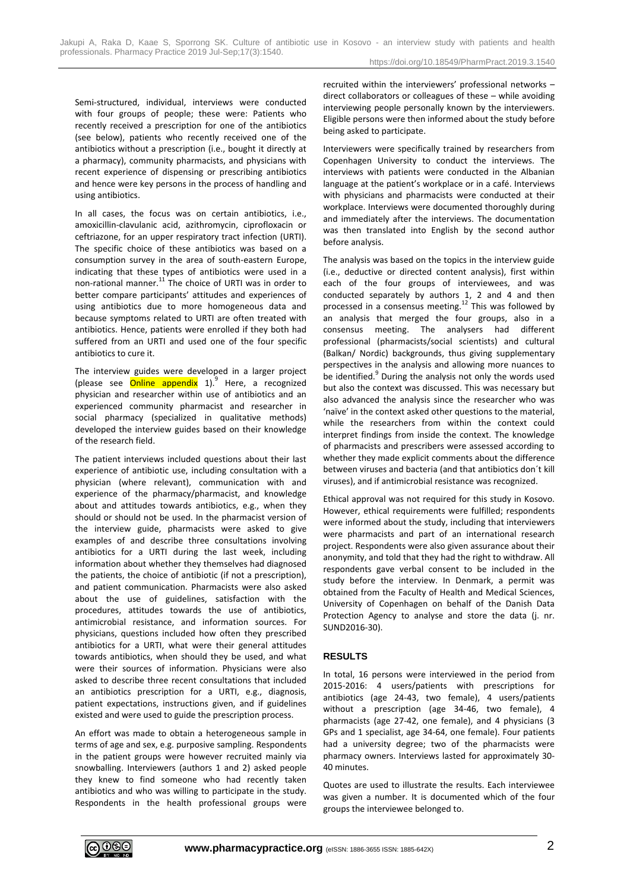Semi-structured, individual, interviews were conducted with four groups of people; these were: Patients who recently received a prescription for one of the antibiotics (see below), patients who recently received one of the antibiotics without a prescription (i.e., bought it directly at a pharmacy), community pharmacists, and physicians with recent experience of dispensing or prescribing antibiotics and hence were key persons in the process of handling and using antibiotics.

In all cases, the focus was on certain antibiotics, i.e., amoxicillin-clavulanic acid, azithromycin, ciprofloxacin or ceftriazone, for an upper respiratory tract infection (URTI). The specific choice of these antibiotics was based on a consumption survey in the area of south-eastern Europe, indicating that these types of antibiotics were used in a non-rational manner.[11] The choice of URTI was in order to better compare participants' attitudes and experiences of using antibiotics due to more homogeneous data and because symptoms related to URTI are often treated with antibiotics. Hence, patients were enrolled if they both had suffered from an URTI and used one of the four specific antibiotics to cure it.

The interview guides were developed in a larger project (please see Online appendix 1).[9] Here, a recognized physician and researcher within use of antibiotics and an experienced community pharmacist and researcher in social pharmacy (specialized in qualitative methods) developed the interview guides based on their knowledge of the research field.

The patient interviews included questions about their last experience of antibiotic use, including consultation with a physician (where relevant), communication with and experience of the pharmacy/pharmacist, and knowledge about and attitudes towards antibiotics, e.g., when they should or should not be used. In the pharmacist version of the interview guide, pharmacists were asked to give examples of and describe three consultations involving antibiotics for a URTI during the last week, including information about whether they themselves had diagnosed the patients, the choice of antibiotic (if not a prescription), and patient communication. Pharmacists were also asked about the use of guidelines, satisfaction with the procedures, attitudes towards the use of antibiotics, antimicrobial resistance, and information sources. For physicians, questions included how often they prescribed antibiotics for a URTI, what were their general attitudes towards antibiotics, when should they be used, and what were their sources of information. Physicians were also asked to describe three recent consultations that included an antibiotics prescription for a URTI, e.g., diagnosis, patient expectations, instructions given, and if guidelines existed and were used to guide the prescription process.

An effort was made to obtain a heterogeneous sample in terms of age and sex, e.g. purposive sampling. Respondents in the patient groups were however recruited mainly via snowballing. Interviewers (authors 1 and 2) asked people they knew to find someone who had recently taken antibiotics and who was willing to participate in the study. Respondents in the health professional groups were recruited within the interviewers' professional networks – direct collaborators or colleagues of these – while avoiding interviewing people personally known by the interviewers. Eligible persons were then informed about the study before being asked to participate.

Interviewers were specifically trained by researchers from Copenhagen University to conduct the interviews. The interviews with patients were conducted in the Albanian language at the patient's workplace or in a café. Interviews with physicians and pharmacists were conducted at their workplace. Interviews were documented thoroughly during and immediately after the interviews. The documentation was then translated into English by the second author before analysis.

The analysis was based on the topics in the interview guide (i.e., deductive or directed content analysis), first within each of the four groups of interviewees, and was conducted separately by authors 1, 2 and 4 and then processed in a consensus meeting.[12] This was followed by an analysis that merged the four groups, also in a consensus meeting. The analysers had different professional (pharmacists/social scientists) and cultural (Balkan/ Nordic) backgrounds, thus giving supplementary perspectives in the analysis and allowing more nuances to be identified.[9] During the analysis not only the words used but also the context was discussed. This was necessary but also advanced the analysis since the researcher who was 'naïve' in the context asked other questions to the material, while the researchers from within the context could interpret findings from inside the context. The knowledge of pharmacists and prescribers were assessed according to whether they made explicit comments about the difference between viruses and bacteria (and that antibiotics don´t kill viruses), and if antimicrobial resistance was recognized.

Ethical approval was not required for this study in Kosovo. However, ethical requirements were fulfilled; respondents were informed about the study, including that interviewers were pharmacists and part of an international research project. Respondents were also given assurance about their anonymity, and told that they had the right to withdraw. All respondents gave verbal consent to be included in the study before the interview. In Denmark, a permit was obtained from the Faculty of Health and Medical Sciences, University of Copenhagen on behalf of the Danish Data Protection Agency to analyse and store the data (j. nr. SUND2016-30).

## RESULTS

In total, 16 persons were interviewed in the period from 2015-2016: 4 users/patients with prescriptions for antibiotics (age 24-43, two female), 4 users/patients without a prescription (age 34-46, two female), 4 pharmacists (age 27-42, one female), and 4 physicians (3 GPs and 1 specialist, age 34-64, one female). Four patients had a university degree; two of the pharmacists were pharmacy owners. Interviews lasted for approximately 30-40 minutes.

Quotes are used to illustrate the results. Each interviewee was given a number. It is documented which of the four groups the interviewee belonged to.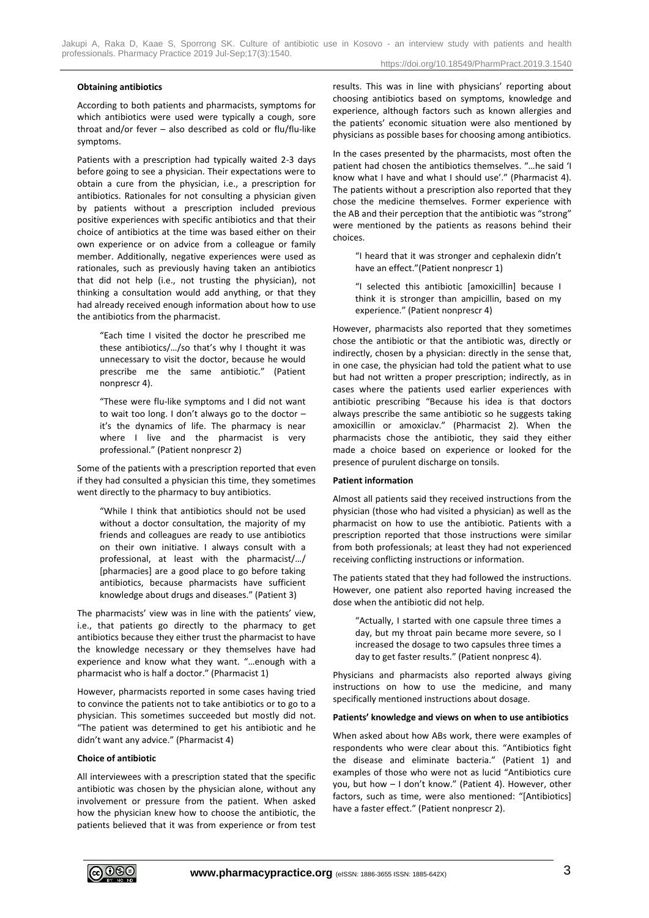**Obtaining antibiotics**

According to both patients and pharmacists, symptoms for which antibiotics were used were typically a cough, sore throat and/or fever – also described as cold or flu/flu-like symptoms.

Patients with a prescription had typically waited 2-3 days before going to see a physician. Their expectations were to obtain a cure from the physician, i.e., a prescription for antibiotics. Rationales for not consulting a physician given by patients without a prescription included previous positive experiences with specific antibiotics and that their choice of antibiotics at the time was based either on their own experience or on advice from a colleague or family member. Additionally, negative experiences were used as rationales, such as previously having taken an antibiotics that did not help (i.e., not trusting the physician), not thinking a consultation would add anything, or that they had already received enough information about how to use the antibiotics from the pharmacist.

> "Each time I visited the doctor he prescribed me these antibiotics/…/so that's why I thought it was unnecessary to visit the doctor, because he would prescribe me the same antibiotic." (Patient nonprescr 4).

> "These were flu-like symptoms and I did not want to wait too long. I don't always go to the doctor – it's the dynamics of life. The pharmacy is near where I live and the pharmacist is very professional." (Patient nonprescr 2)

Some of the patients with a prescription reported that even if they had consulted a physician this time, they sometimes went directly to the pharmacy to buy antibiotics.

> "While I think that antibiotics should not be used without a doctor consultation, the majority of my friends and colleagues are ready to use antibiotics on their own initiative. I always consult with a professional, at least with the pharmacist/…/ [pharmacies] are a good place to go before taking antibiotics, because pharmacists have sufficient knowledge about drugs and diseases." (Patient 3)

The pharmacists' view was in line with the patients' view, i.e., that patients go directly to the pharmacy to get antibiotics because they either trust the pharmacist to have the knowledge necessary or they themselves have had experience and know what they want. "…enough with a pharmacist who is half a doctor." (Pharmacist 1)

However, pharmacists reported in some cases having tried to convince the patients not to take antibiotics or to go to a physician. This sometimes succeeded but mostly did not. "The patient was determined to get his antibiotic and he didn't want any advice." (Pharmacist 4)

**Choice of antibiotic**

All interviewees with a prescription stated that the specific antibiotic was chosen by the physician alone, without any involvement or pressure from the patient. When asked how the physician knew how to choose the antibiotic, the patients believed that it was from experience or from test results. This was in line with physicians' reporting about choosing antibiotics based on symptoms, knowledge and experience, although factors such as known allergies and the patients' economic situation were also mentioned by physicians as possible bases for choosing among antibiotics.

In the cases presented by the pharmacists, most often the patient had chosen the antibiotics themselves. "…he said 'I know what I have and what I should use'." (Pharmacist 4). The patients without a prescription also reported that they chose the medicine themselves. Former experience with the AB and their perception that the antibiotic was "strong" were mentioned by the patients as reasons behind their choices.

> "I heard that it was stronger and cephalexin didn't have an effect."(Patient nonprescr 1)

> "I selected this antibiotic [amoxicillin] because I think it is stronger than ampicillin, based on my experience." (Patient nonprescr 4)

However, pharmacists also reported that they sometimes chose the antibiotic or that the antibiotic was, directly or indirectly, chosen by a physician: directly in the sense that, in one case, the physician had told the patient what to use but had not written a proper prescription; indirectly, as in cases where the patients used earlier experiences with antibiotic prescribing "Because his idea is that doctors always prescribe the same antibiotic so he suggests taking amoxicillin or amoxiclav." (Pharmacist 2). When the pharmacists chose the antibiotic, they said they either made a choice based on experience or looked for the presence of purulent discharge on tonsils.

**Patient information**

Almost all patients said they received instructions from the physician (those who had visited a physician) as well as the pharmacist on how to use the antibiotic. Patients with a prescription reported that those instructions were similar from both professionals; at least they had not experienced receiving conflicting instructions or information.

The patients stated that they had followed the instructions. However, one patient also reported having increased the dose when the antibiotic did not help.

> "Actually, I started with one capsule three times a day, but my throat pain became more severe, so I increased the dosage to two capsules three times a day to get faster results." (Patient nonpresc 4).

Physicians and pharmacists also reported always giving instructions on how to use the medicine, and many specifically mentioned instructions about dosage.

**Patients' knowledge and views on when to use antibiotics**

When asked about how ABs work, there were examples of respondents who were clear about this. "Antibiotics fight the disease and eliminate bacteria." (Patient 1) and examples of those who were not as lucid "Antibiotics cure you, but how – I don't know." (Patient 4). However, other factors, such as time, were also mentioned: "[Antibiotics] have a faster effect." (Patient nonprescr 2).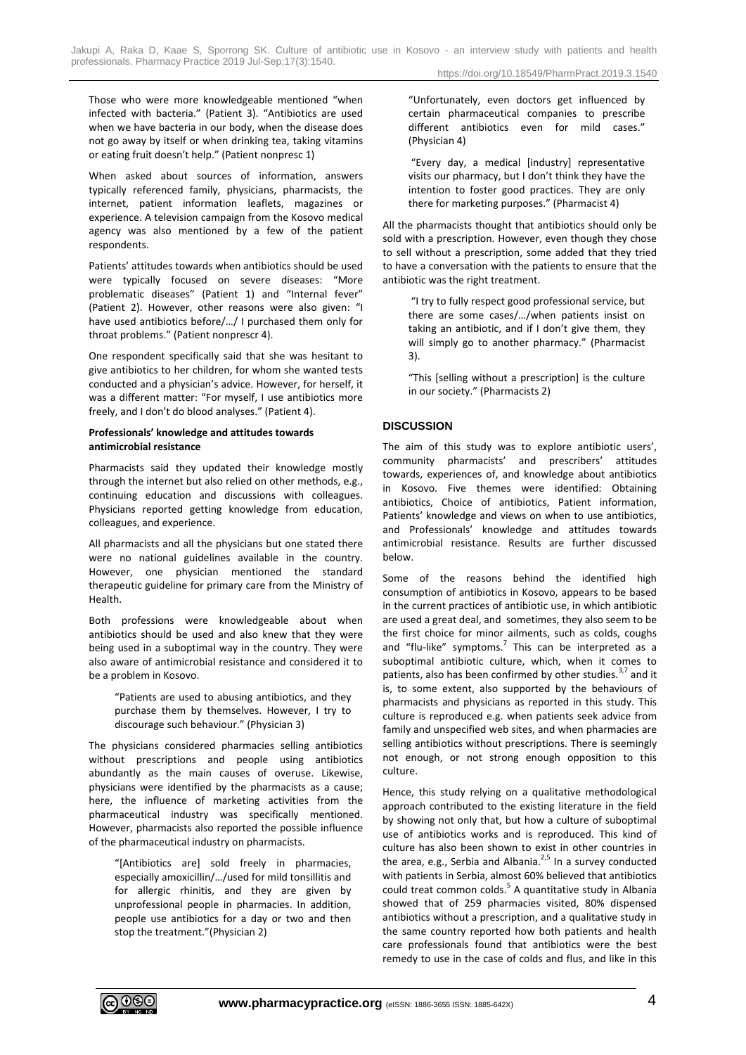Those who were more knowledgeable mentioned "when infected with bacteria." (Patient 3). "Antibiotics are used when we have bacteria in our body, when the disease does not go away by itself or when drinking tea, taking vitamins or eating fruit doesn't help." (Patient nonpresc 1)

When asked about sources of information, answers typically referenced family, physicians, pharmacists, the internet, patient information leaflets, magazines or experience. A television campaign from the Kosovo medical agency was also mentioned by a few of the patient respondents.

Patients' attitudes towards when antibiotics should be used were typically focused on severe diseases: "More problematic diseases" (Patient 1) and "Internal fever" (Patient 2). However, other reasons were also given: "I have used antibiotics before/…/ I purchased them only for throat problems." (Patient nonprescr 4).

One respondent specifically said that she was hesitant to give antibiotics to her children, for whom she wanted tests conducted and a physician's advice. However, for herself, it was a different matter: "For myself, I use antibiotics more freely, and I don't do blood analyses." (Patient 4).

**Professionals' knowledge and attitudes towards antimicrobial resistance**

Pharmacists said they updated their knowledge mostly through the internet but also relied on other methods, e.g., continuing education and discussions with colleagues. Physicians reported getting knowledge from education, colleagues, and experience.

All pharmacists and all the physicians but one stated there were no national guidelines available in the country. However, one physician mentioned the standard therapeutic guideline for primary care from the Ministry of Health.

Both professions were knowledgeable about when antibiotics should be used and also knew that they were being used in a suboptimal way in the country. They were also aware of antimicrobial resistance and considered it to be a problem in Kosovo.

> "Patients are used to abusing antibiotics, and they purchase them by themselves. However, I try to discourage such behaviour." (Physician 3)

The physicians considered pharmacies selling antibiotics without prescriptions and people using antibiotics abundantly as the main causes of overuse. Likewise, physicians were identified by the pharmacists as a cause; here, the influence of marketing activities from the pharmaceutical industry was specifically mentioned. However, pharmacists also reported the possible influence of the pharmaceutical industry on pharmacists.

> "[Antibiotics are] sold freely in pharmacies, especially amoxicillin/…/used for mild tonsillitis and for allergic rhinitis, and they are given by unprofessional people in pharmacies. In addition, people use antibiotics for a day or two and then stop the treatment."(Physician 2)

> "Unfortunately, even doctors get influenced by certain pharmaceutical companies to prescribe different antibiotics even for mild cases." (Physician 4)

> "Every day, a medical [industry] representative visits our pharmacy, but I don't think they have the intention to foster good practices. They are only there for marketing purposes." (Pharmacist 4)

All the pharmacists thought that antibiotics should only be sold with a prescription. However, even though they chose to sell without a prescription, some added that they tried to have a conversation with the patients to ensure that the antibiotic was the right treatment.

> "I try to fully respect good professional service, but there are some cases/…/when patients insist on taking an antibiotic, and if I don't give them, they will simply go to another pharmacy." (Pharmacist 3).

> "This [selling without a prescription] is the culture in our society." (Pharmacists 2)

## DISCUSSION

The aim of this study was to explore antibiotic users', community pharmacists' and prescribers' attitudes towards, experiences of, and knowledge about antibiotics in Kosovo. Five themes were identified: Obtaining antibiotics, Choice of antibiotics, Patient information, Patients' knowledge and views on when to use antibiotics, and Professionals' knowledge and attitudes towards antimicrobial resistance. Results are further discussed below.

Some of the reasons behind the identified high consumption of antibiotics in Kosovo, appears to be based in the current practices of antibiotic use, in which antibiotic are used a great deal, and sometimes, they also seem to be the first choice for minor ailments, such as colds, coughs and "flu-like" symptoms.[7] This can be interpreted as a suboptimal antibiotic culture, which, when it comes to patients, also has been confirmed by other studies.[3,7] and it is, to some extent, also supported by the behaviours of pharmacists and physicians as reported in this study. This culture is reproduced e.g. when patients seek advice from family and unspecified web sites, and when pharmacies are selling antibiotics without prescriptions. There is seemingly not enough, or not strong enough opposition to this culture.

Hence, this study relying on a qualitative methodological approach contributed to the existing literature in the field by showing not only that, but how a culture of suboptimal use of antibiotics works and is reproduced. This kind of culture has also been shown to exist in other countries in the area, e.g., Serbia and Albania.[2,5] In a survey conducted with patients in Serbia, almost 60% believed that antibiotics could treat common colds.[5] A quantitative study in Albania showed that of 259 pharmacies visited, 80% dispensed antibiotics without a prescription, and a qualitative study in the same country reported how both patients and health care professionals found that antibiotics were the best remedy to use in the case of colds and flus, and like in this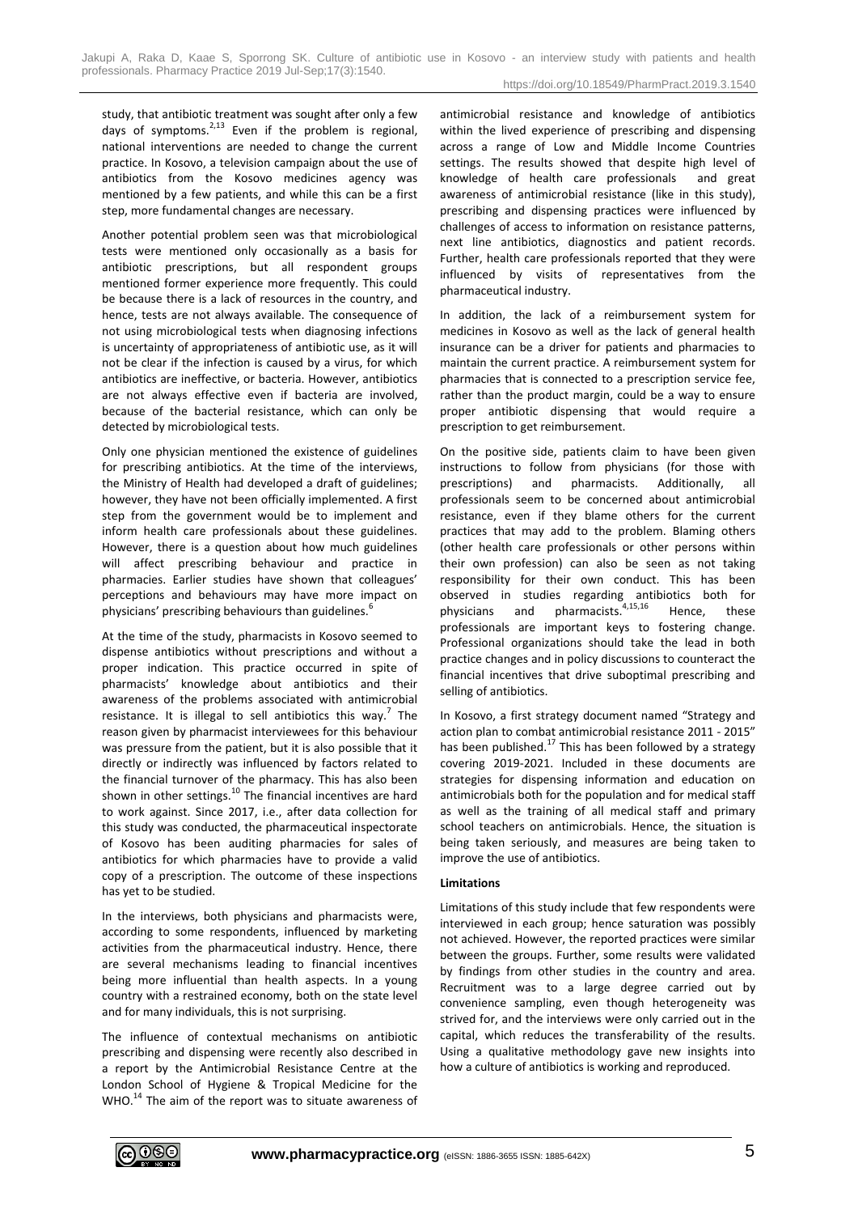study, that antibiotic treatment was sought after only a few days of symptoms.[2,13] Even if the problem is regional, national interventions are needed to change the current practice. In Kosovo, a television campaign about the use of antibiotics from the Kosovo medicines agency was mentioned by a few patients, and while this can be a first step, more fundamental changes are necessary.

Another potential problem seen was that microbiological tests were mentioned only occasionally as a basis for antibiotic prescriptions, but all respondent groups mentioned former experience more frequently. This could be because there is a lack of resources in the country, and hence, tests are not always available. The consequence of not using microbiological tests when diagnosing infections is uncertainty of appropriateness of antibiotic use, as it will not be clear if the infection is caused by a virus, for which antibiotics are ineffective, or bacteria. However, antibiotics are not always effective even if bacteria are involved, because of the bacterial resistance, which can only be detected by microbiological tests.

Only one physician mentioned the existence of guidelines for prescribing antibiotics. At the time of the interviews, the Ministry of Health had developed a draft of guidelines; however, they have not been officially implemented. A first step from the government would be to implement and inform health care professionals about these guidelines. However, there is a question about how much guidelines will affect prescribing behaviour and practice in pharmacies. Earlier studies have shown that colleagues' perceptions and behaviours may have more impact on physicians' prescribing behaviours than guidelines.[6]

At the time of the study, pharmacists in Kosovo seemed to dispense antibiotics without prescriptions and without a proper indication. This practice occurred in spite of pharmacists' knowledge about antibiotics and their awareness of the problems associated with antimicrobial resistance. It is illegal to sell antibiotics this way.[7] The reason given by pharmacist interviewees for this behaviour was pressure from the patient, but it is also possible that it directly or indirectly was influenced by factors related to the financial turnover of the pharmacy. This has also been shown in other settings.[10] The financial incentives are hard to work against. Since 2017, i.e., after data collection for this study was conducted, the pharmaceutical inspectorate of Kosovo has been auditing pharmacies for sales of antibiotics for which pharmacies have to provide a valid copy of a prescription. The outcome of these inspections has yet to be studied.

In the interviews, both physicians and pharmacists were, according to some respondents, influenced by marketing activities from the pharmaceutical industry. Hence, there are several mechanisms leading to financial incentives being more influential than health aspects. In a young country with a restrained economy, both on the state level and for many individuals, this is not surprising.

The influence of contextual mechanisms on antibiotic prescribing and dispensing were recently also described in a report by the Antimicrobial Resistance Centre at the London School of Hygiene & Tropical Medicine for the WHO.[14] The aim of the report was to situate awareness of antimicrobial resistance and knowledge of antibiotics within the lived experience of prescribing and dispensing across a range of Low and Middle Income Countries settings. The results showed that despite high level of knowledge of health care professionals and great awareness of antimicrobial resistance (like in this study), prescribing and dispensing practices were influenced by challenges of access to information on resistance patterns, next line antibiotics, diagnostics and patient records. Further, health care professionals reported that they were influenced by visits of representatives from the pharmaceutical industry.

In addition, the lack of a reimbursement system for medicines in Kosovo as well as the lack of general health insurance can be a driver for patients and pharmacies to maintain the current practice. A reimbursement system for pharmacies that is connected to a prescription service fee, rather than the product margin, could be a way to ensure proper antibiotic dispensing that would require a prescription to get reimbursement.

On the positive side, patients claim to have been given instructions to follow from physicians (for those with prescriptions) and pharmacists. Additionally, all professionals seem to be concerned about antimicrobial resistance, even if they blame others for the current practices that may add to the problem. Blaming others (other health care professionals or other persons within their own profession) can also be seen as not taking responsibility for their own conduct. This has been observed in studies regarding antibiotics both for physicians and pharmacists.[4,15,16] Hence, these professionals are important keys to fostering change. Professional organizations should take the lead in both practice changes and in policy discussions to counteract the financial incentives that drive suboptimal prescribing and selling of antibiotics.

In Kosovo, a first strategy document named "Strategy and action plan to combat antimicrobial resistance 2011 - 2015" has been published.[17] This has been followed by a strategy covering 2019-2021. Included in these documents are strategies for dispensing information and education on antimicrobials both for the population and for medical staff as well as the training of all medical staff and primary school teachers on antimicrobials. Hence, the situation is being taken seriously, and measures are being taken to improve the use of antibiotics.

**Limitations**

Limitations of this study include that few respondents were interviewed in each group; hence saturation was possibly not achieved. However, the reported practices were similar between the groups. Further, some results were validated by findings from other studies in the country and area. Recruitment was to a large degree carried out by convenience sampling, even though heterogeneity was strived for, and the interviews were only carried out in the capital, which reduces the transferability of the results. Using a qualitative methodology gave new insights into how a culture of antibiotics is working and reproduced.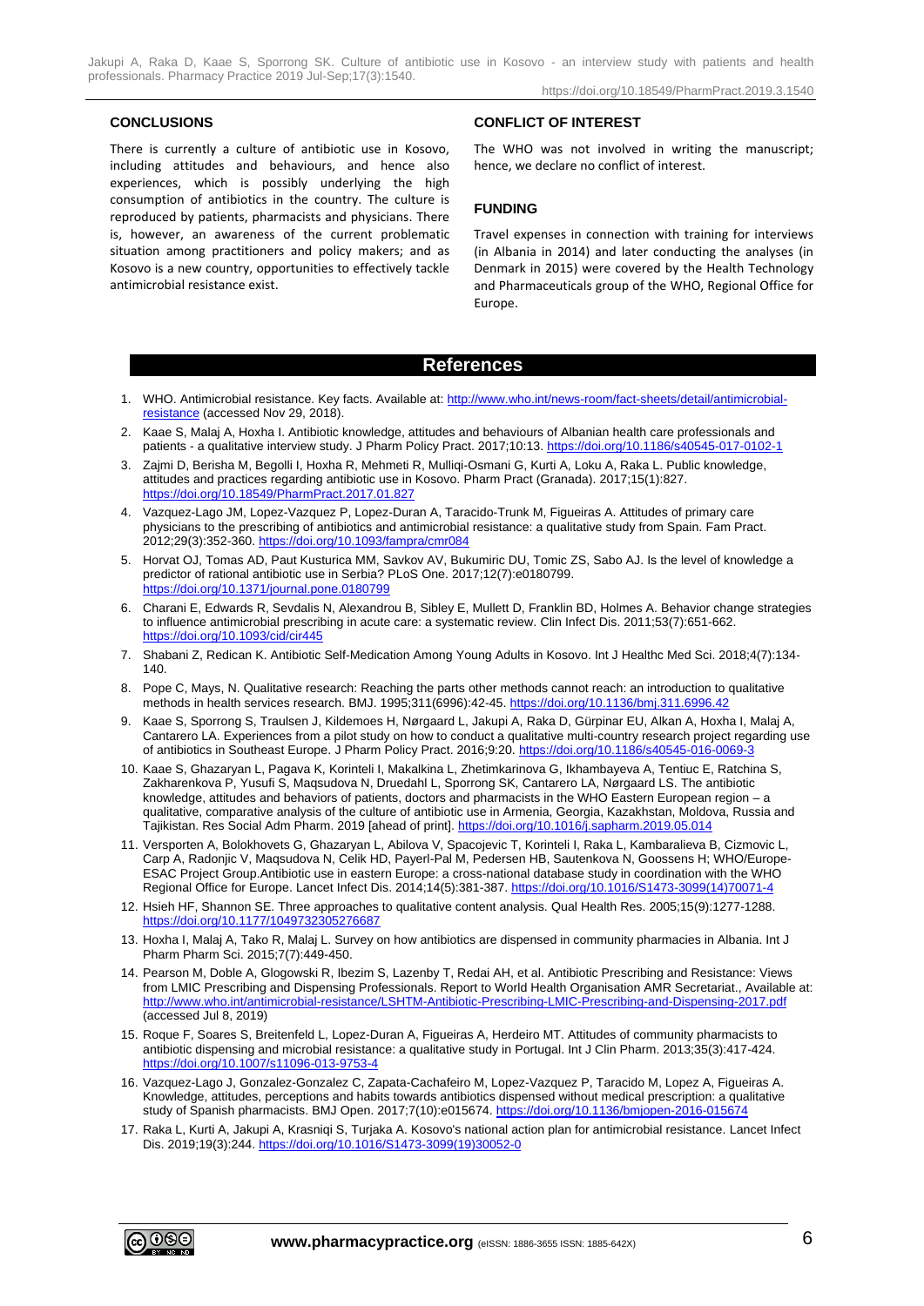## CONCLUSIONS

There is currently a culture of antibiotic use in Kosovo, including attitudes and behaviours, and hence also experiences, which is possibly underlying the high consumption of antibiotics in the country. The culture is reproduced by patients, pharmacists and physicians. There is, however, an awareness of the current problematic situation among practitioners and policy makers; and as Kosovo is a new country, opportunities to effectively tackle antimicrobial resistance exist.

## CONFLICT OF INTEREST

The WHO was not involved in writing the manuscript; hence, we declare no conflict of interest.

## FUNDING

Travel expenses in connection with training for interviews (in Albania in 2014) and later conducting the analyses (in Denmark in 2015) were covered by the Health Technology and Pharmaceuticals group of the WHO, Regional Office for Europe.

## References

1. WHO. Antimicrobial resistance. Key facts. Available at: http://www.who.int/news-room/fact-sheets/detail/antimicrobial-resistance (accessed Nov 29, 2018).
2. Kaae S, Malaj A, Hoxha I. Antibiotic knowledge, attitudes and behaviours of Albanian health care professionals and patients - a qualitative interview study. J Pharm Policy Pract. 2017;10:13. https://doi.org/10.1186/s40545-017-0102-1
3. Zajmi D, Berisha M, Begolli I, Hoxha R, Mehmeti R, Mulliqi-Osmani G, Kurti A, Loku A, Raka L. Public knowledge, attitudes and practices regarding antibiotic use in Kosovo. Pharm Pract (Granada). 2017;15(1):827. https://doi.org/10.18549/PharmPract.2017.01.827
4. Vazquez-Lago JM, Lopez-Vazquez P, Lopez-Duran A, Taracido-Trunk M, Figueiras A. Attitudes of primary care physicians to the prescribing of antibiotics and antimicrobial resistance: a qualitative study from Spain. Fam Pract. 2012;29(3):352-360. https://doi.org/10.1093/fampra/cmr084
5. Horvat OJ, Tomas AD, Paut Kusturica MM, Savkov AV, Bukumiric DU, Tomic ZS, Sabo AJ. Is the level of knowledge a predictor of rational antibiotic use in Serbia? PLoS One. 2017;12(7):e0180799. https://doi.org/10.1371/journal.pone.0180799
6. Charani E, Edwards R, Sevdalis N, Alexandrou B, Sibley E, Mullett D, Franklin BD, Holmes A. Behavior change strategies to influence antimicrobial prescribing in acute care: a systematic review. Clin Infect Dis. 2011;53(7):651-662. https://doi.org/10.1093/cid/cir445
7. Shabani Z, Redican K. Antibiotic Self-Medication Among Young Adults in Kosovo. Int J Healthc Med Sci. 2018;4(7):134-140.
8. Pope C, Mays, N. Qualitative research: Reaching the parts other methods cannot reach: an introduction to qualitative methods in health services research. BMJ. 1995;311(6996):42-45. https://doi.org/10.1136/bmj.311.6996.42
9. Kaae S, Sporrong S, Traulsen J, Kildemoes H, Nørgaard L, Jakupi A, Raka D, Gürpinar EU, Alkan A, Hoxha I, Malaj A, Cantarero LA. Experiences from a pilot study on how to conduct a qualitative multi-country research project regarding use of antibiotics in Southeast Europe. J Pharm Policy Pract. 2016;9:20. https://doi.org/10.1186/s40545-016-0069-3
10. Kaae S, Ghazaryan L, Pagava K, Korinteli I, Makalkina L, Zhetimkarinova G, Ikhambayeva A, Tentiuc E, Ratchina S, Zakharenkova P, Yusufi S, Maqsudova N, Druedahl L, Sporrong SK, Cantarero LA, Nørgaard LS. The antibiotic knowledge, attitudes and behaviors of patients, doctors and pharmacists in the WHO Eastern European region – a qualitative, comparative analysis of the culture of antibiotic use in Armenia, Georgia, Kazakhstan, Moldova, Russia and Tajikistan. Res Social Adm Pharm. 2019 [ahead of print]. https://doi.org/10.1016/j.sapharm.2019.05.014
11. Versporten A, Bolokhovets G, Ghazaryan L, Abilova V, Spacojevic T, Korinteli I, Raka L, Kambaralieva B, Cizmovic L, Carp A, Radonjic V, Maqsudova N, Celik HD, Payerl-Pal M, Pedersen HB, Sautenkova N, Goossens H; WHO/Europe-ESAC Project Group.Antibiotic use in eastern Europe: a cross-national database study in coordination with the WHO Regional Office for Europe. Lancet Infect Dis. 2014;14(5):381-387. https://doi.org/10.1016/S1473-3099(14)70071-4
12. Hsieh HF, Shannon SE. Three approaches to qualitative content analysis. Qual Health Res. 2005;15(9):1277-1288. https://doi.org/10.1177/1049732305276687
13. Hoxha I, Malaj A, Tako R, Malaj L. Survey on how antibiotics are dispensed in community pharmacies in Albania. Int J Pharm Pharm Sci. 2015;7(7):449-450.
14. Pearson M, Doble A, Glogowski R, Ibezim S, Lazenby T, Redai AH, et al. Antibiotic Prescribing and Resistance: Views from LMIC Prescribing and Dispensing Professionals. Report to World Health Organisation AMR Secretariat., Available at: http://www.who.int/antimicrobial-resistance/LSHTM-Antibiotic-Prescribing-LMIC-Prescribing-and-Dispensing-2017.pdf (accessed Jul 8, 2019)
15. Roque F, Soares S, Breitenfeld L, Lopez-Duran A, Figueiras A, Herdeiro MT. Attitudes of community pharmacists to antibiotic dispensing and microbial resistance: a qualitative study in Portugal. Int J Clin Pharm. 2013;35(3):417-424. https://doi.org/10.1007/s11096-013-9753-4
16. Vazquez-Lago J, Gonzalez-Gonzalez C, Zapata-Cachafeiro M, Lopez-Vazquez P, Taracido M, Lopez A, Figueiras A. Knowledge, attitudes, perceptions and habits towards antibiotics dispensed without medical prescription: a qualitative study of Spanish pharmacists. BMJ Open. 2017;7(10):e015674. https://doi.org/10.1136/bmjopen-2016-015674
17. Raka L, Kurti A, Jakupi A, Krasniqi S, Turjaka A. Kosovo's national action plan for antimicrobial resistance. Lancet Infect Dis. 2019;19(3):244. https://doi.org/10.1016/S1473-3099(19)30052-0